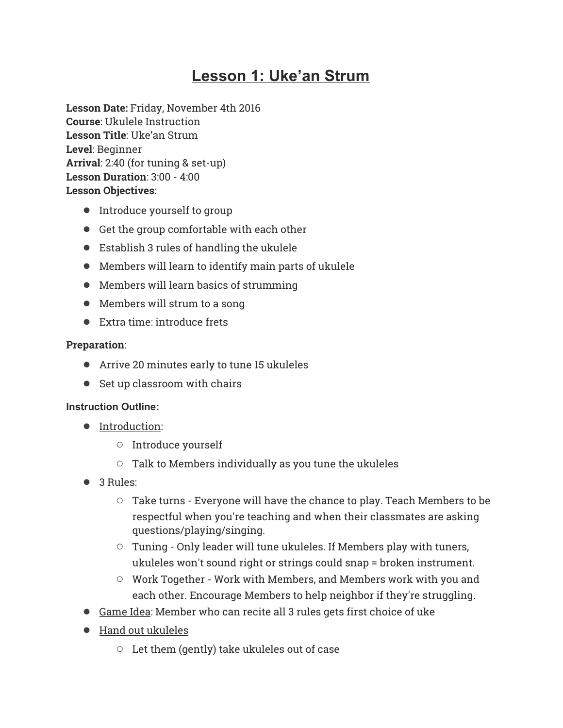# <u>Lesson 1: Uke'an Strum</u>

**Lesson Date:** Friday, November 4th 2016
**Course**: Ukulele Instruction
**Lesson Title**: Uke'an Strum
**Level**: Beginner
**Arrival**: 2:40 (for tuning & set-up)
**Lesson Duration**: 3:00 - 4:00
**Lesson Objectives**:

- Introduce yourself to group
- Get the group comfortable with each other
- Establish 3 rules of handling the ukulele
- Members will learn to identify main parts of ukulele
- Members will learn basics of strumming
- Members will strum to a song
- Extra time: introduce frets

**Preparation**:

- Arrive 20 minutes early to tune 15 ukuleles
- Set up classroom with chairs

**Instruction Outline:**

- <u>Introduction</u>:
  - Introduce yourself
  - Talk to Members individually as you tune the ukuleles
- <u>3 Rules:</u>
  - Take turns - Everyone will have the chance to play. Teach Members to be respectful when you're teaching and when their classmates are asking questions/playing/singing.
  - Tuning - Only leader will tune ukuleles. If Members play with tuners, ukuleles won't sound right or strings could snap = broken instrument.
  - Work Together - Work with Members, and Members work with you and each other. Encourage Members to help neighbor if they're struggling.
- <u>Game Idea</u>: Member who can recite all 3 rules gets first choice of uke
- <u>Hand out ukuleles</u>
  - Let them (gently) take ukuleles out of case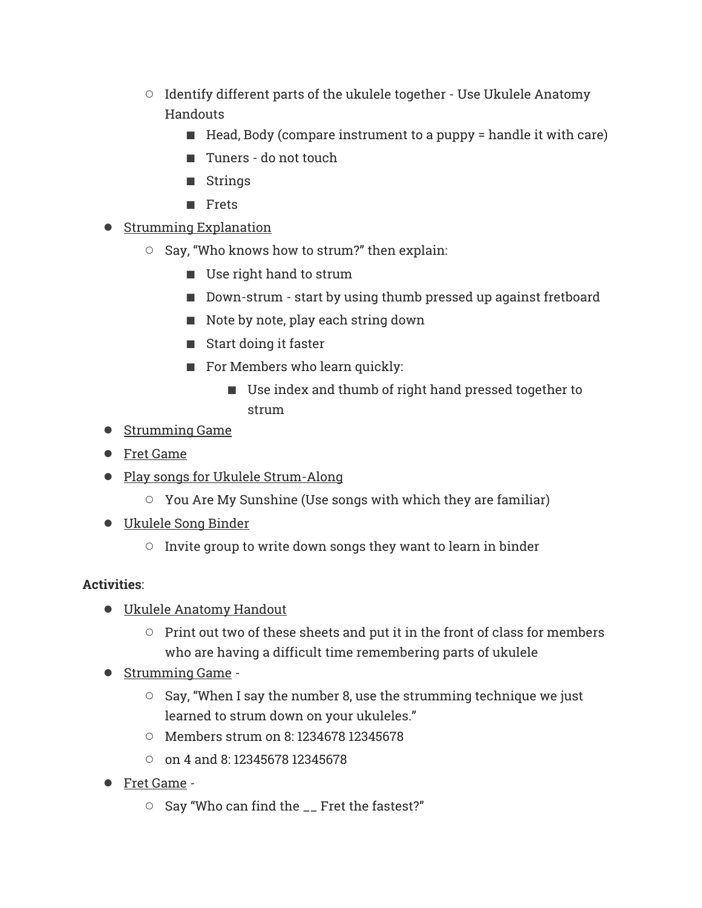- Identify different parts of the ukulele together - Use Ukulele Anatomy Handouts
        - Head, Body (compare instrument to a puppy = handle it with care)
        - Tuners - do not touch
        - Strings
        - Frets
- <u>Strumming Explanation</u>
    - Say, “Who knows how to strum?” then explain:
        - Use right hand to strum
        - Down-strum - start by using thumb pressed up against fretboard
        - Note by note, play each string down
        - Start doing it faster
        - For Members who learn quickly:
            - Use index and thumb of right hand pressed together to strum
- <u>Strumming Game</u>
- <u>Fret Game</u>
- <u>Play songs for Ukulele Strum-Along</u>
    - You Are My Sunshine (Use songs with which they are familiar)
- <u>Ukulele Song Binder</u>
    - Invite group to write down songs they want to learn in binder

**Activities**:

- <u>Ukulele Anatomy Handout</u>
    - Print out two of these sheets and put it in the front of class for members who are having a difficult time remembering parts of ukulele
- <u>Strumming Game</u> -
    - Say, “When I say the number 8, use the strumming technique we just learned to strum down on your ukuleles.”
    - Members strum on 8: 1234678 12345678
    - on 4 and 8: 12345678 12345678
- <u>Fret Game</u> -
    - Say “Who can find the __ Fret the fastest?”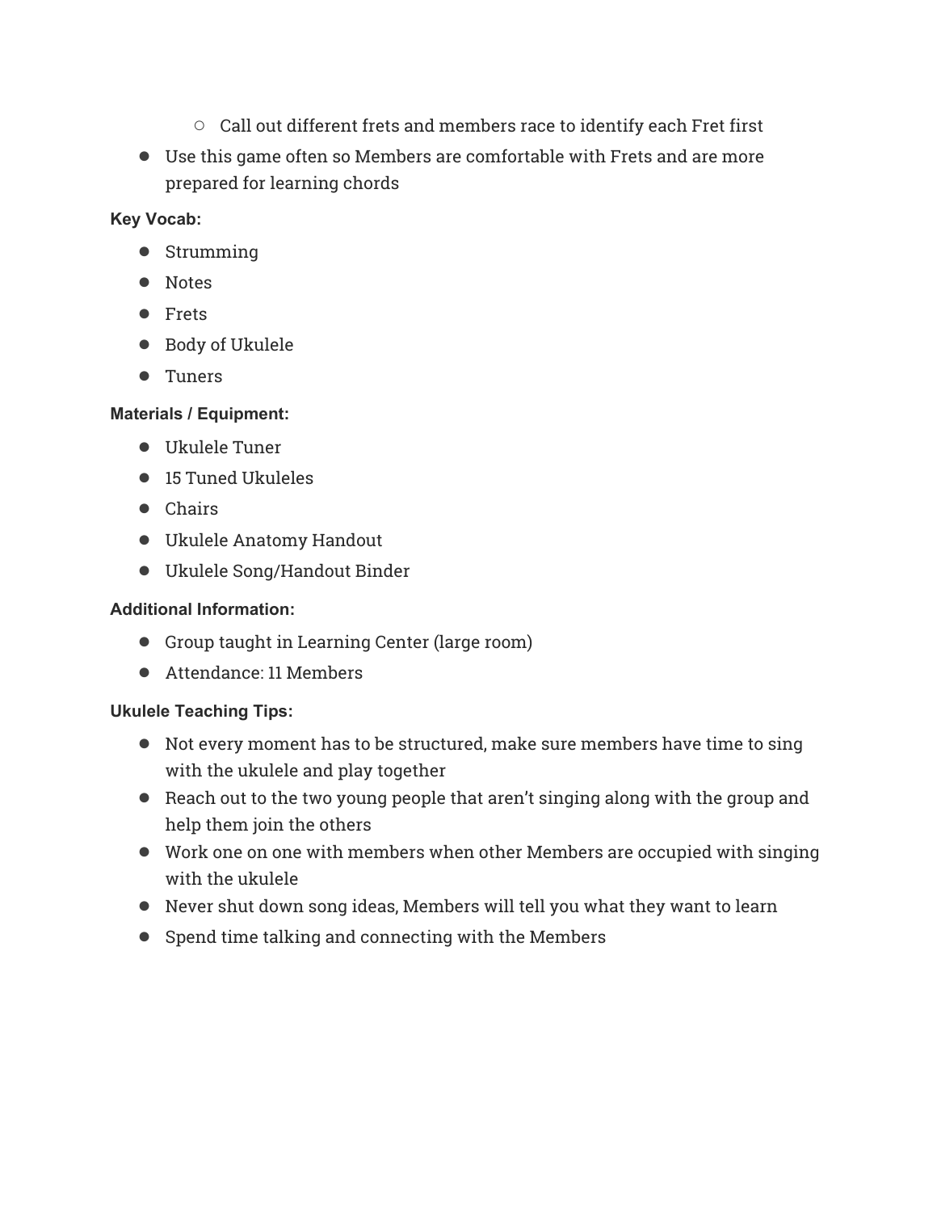- Call out different frets and members race to identify each Fret first
- Use this game often so Members are comfortable with Frets and are more prepared for learning chords

**Key Vocab:**

- Strumming
- Notes
- Frets
- Body of Ukulele
- Tuners

**Materials / Equipment:**

- Ukulele Tuner
- 15 Tuned Ukuleles
- Chairs
- Ukulele Anatomy Handout
- Ukulele Song/Handout Binder

**Additional Information:**

- Group taught in Learning Center (large room)
- Attendance: 11 Members

**Ukulele Teaching Tips:**

- Not every moment has to be structured, make sure members have time to sing with the ukulele and play together
- Reach out to the two young people that aren't singing along with the group and help them join the others
- Work one on one with members when other Members are occupied with singing with the ukulele
- Never shut down song ideas, Members will tell you what they want to learn
- Spend time talking and connecting with the Members